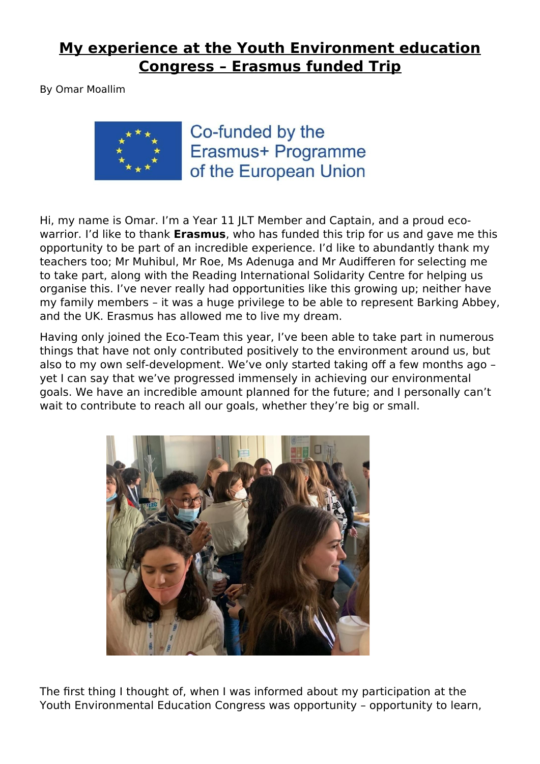# My experience at the Youth Environment education Congress – Erasmus funded Trip

By Omar Moallim

Co-funded by the Erasmus+ Programme of the European Union

Hi, my name is Omar. I'm a Year 11 JLT Member and Captain, and a proud eco-warrior. I'd like to thank **Erasmus**, who has funded this trip for us and gave me this opportunity to be part of an incredible experience. I'd like to abundantly thank my teachers too; Mr Muhibul, Mr Roe, Ms Adenuga and Mr Audifferen for selecting me to take part, along with the Reading International Solidarity Centre for helping us organise this. I've never really had opportunities like this growing up; neither have my family members – it was a huge privilege to be able to represent Barking Abbey, and the UK. Erasmus has allowed me to live my dream.

Having only joined the Eco-Team this year, I've been able to take part in numerous things that have not only contributed positively to the environment around us, but also to my own self-development. We've only started taking off a few months ago – yet I can say that we've progressed immensely in achieving our environmental goals. We have an incredible amount planned for the future; and I personally can't wait to contribute to reach all our goals, whether they're big or small.

The first thing I thought of, when I was informed about my participation at the Youth Environmental Education Congress was opportunity – opportunity to learn,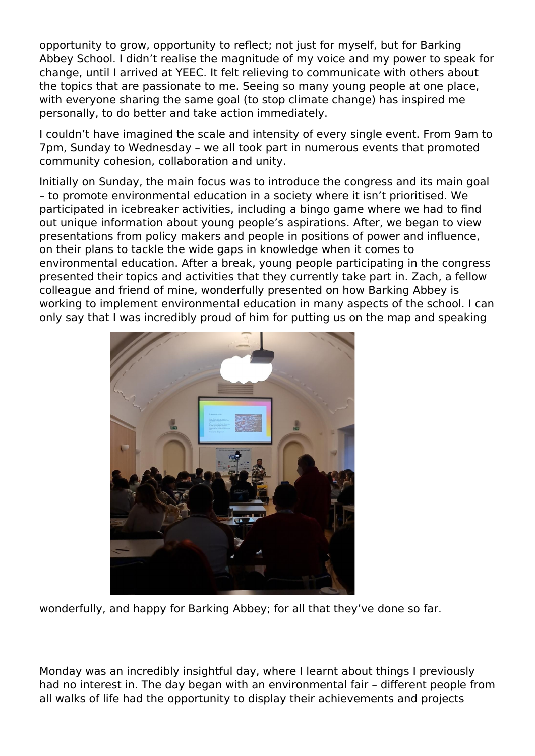opportunity to grow, opportunity to reflect; not just for myself, but for Barking Abbey School. I didn't realise the magnitude of my voice and my power to speak for change, until I arrived at YEEC. It felt relieving to communicate with others about the topics that are passionate to me. Seeing so many young people at one place, with everyone sharing the same goal (to stop climate change) has inspired me personally, to do better and take action immediately.

I couldn't have imagined the scale and intensity of every single event. From 9am to 7pm, Sunday to Wednesday – we all took part in numerous events that promoted community cohesion, collaboration and unity.

Initially on Sunday, the main focus was to introduce the congress and its main goal – to promote environmental education in a society where it isn't prioritised. We participated in icebreaker activities, including a bingo game where we had to find out unique information about young people's aspirations. After, we began to view presentations from policy makers and people in positions of power and influence, on their plans to tackle the wide gaps in knowledge when it comes to environmental education. After a break, young people participating in the congress presented their topics and activities that they currently take part in. Zach, a fellow colleague and friend of mine, wonderfully presented on how Barking Abbey is working to implement environmental education in many aspects of the school. I can only say that I was incredibly proud of him for putting us on the map and speaking wonderfully, and happy for Barking Abbey; for all that they've done so far.

Monday was an incredibly insightful day, where I learnt about things I previously had no interest in. The day began with an environmental fair – different people from all walks of life had the opportunity to display their achievements and projects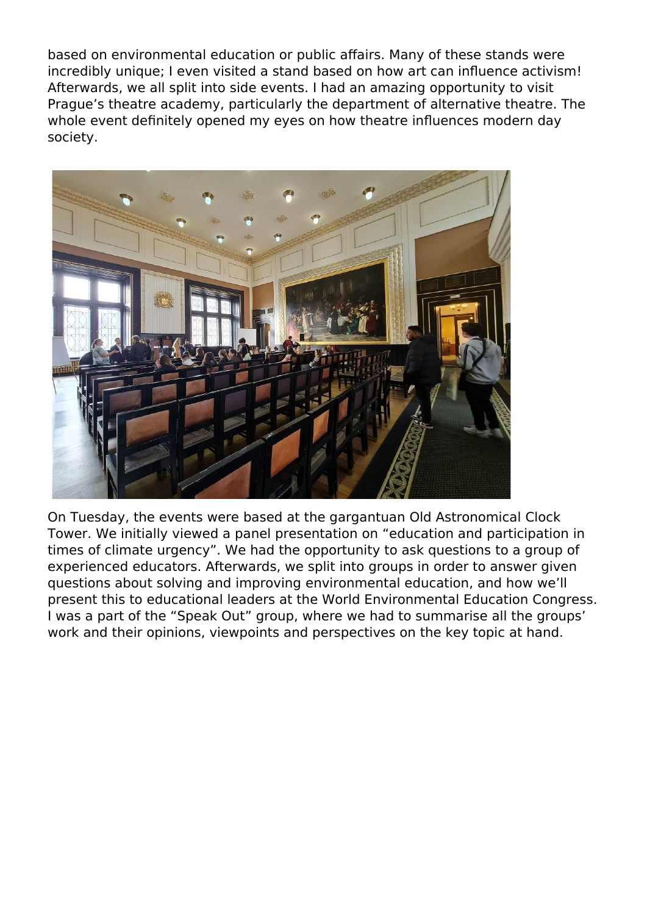based on environmental education or public affairs. Many of these stands were incredibly unique; I even visited a stand based on how art can influence activism! Afterwards, we all split into side events. I had an amazing opportunity to visit Prague's theatre academy, particularly the department of alternative theatre. The whole event definitely opened my eyes on how theatre influences modern day society.

On Tuesday, the events were based at the gargantuan Old Astronomical Clock Tower. We initially viewed a panel presentation on "education and participation in times of climate urgency". We had the opportunity to ask questions to a group of experienced educators. Afterwards, we split into groups in order to answer given questions about solving and improving environmental education, and how we'll present this to educational leaders at the World Environmental Education Congress. I was a part of the "Speak Out" group, where we had to summarise all the groups' work and their opinions, viewpoints and perspectives on the key topic at hand.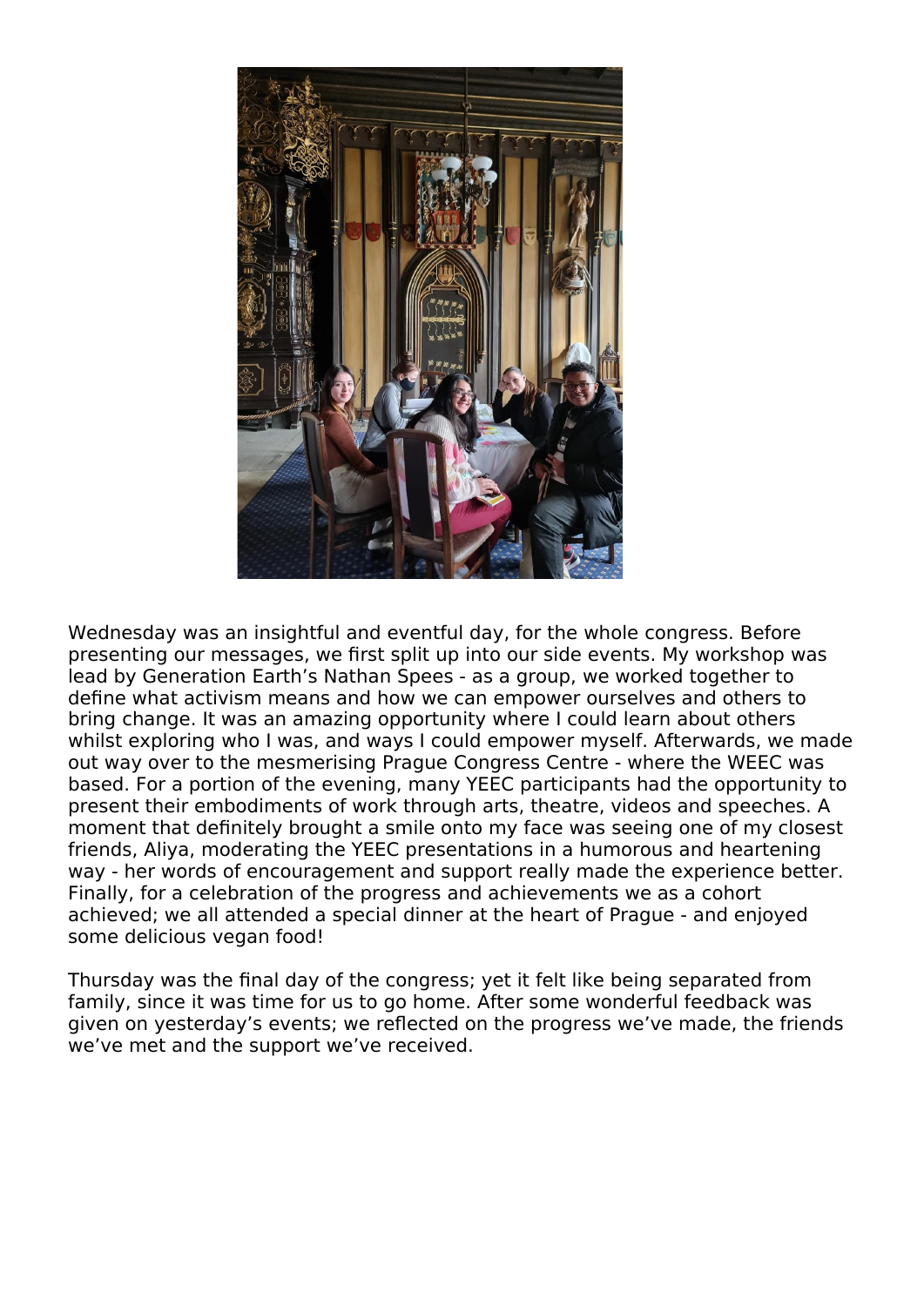Wednesday was an insightful and eventful day, for the whole congress. Before presenting our messages, we first split up into our side events. My workshop was lead by Generation Earth's Nathan Spees - as a group, we worked together to define what activism means and how we can empower ourselves and others to bring change. It was an amazing opportunity where I could learn about others whilst exploring who I was, and ways I could empower myself. Afterwards, we made out way over to the mesmerising Prague Congress Centre - where the WEEC was based. For a portion of the evening, many YEEC participants had the opportunity to present their embodiments of work through arts, theatre, videos and speeches. A moment that definitely brought a smile onto my face was seeing one of my closest friends, Aliya, moderating the YEEC presentations in a humorous and heartening way - her words of encouragement and support really made the experience better. Finally, for a celebration of the progress and achievements we as a cohort achieved; we all attended a special dinner at the heart of Prague - and enjoyed some delicious vegan food!

Thursday was the final day of the congress; yet it felt like being separated from family, since it was time for us to go home. After some wonderful feedback was given on yesterday's events; we reflected on the progress we've made, the friends we've met and the support we've received.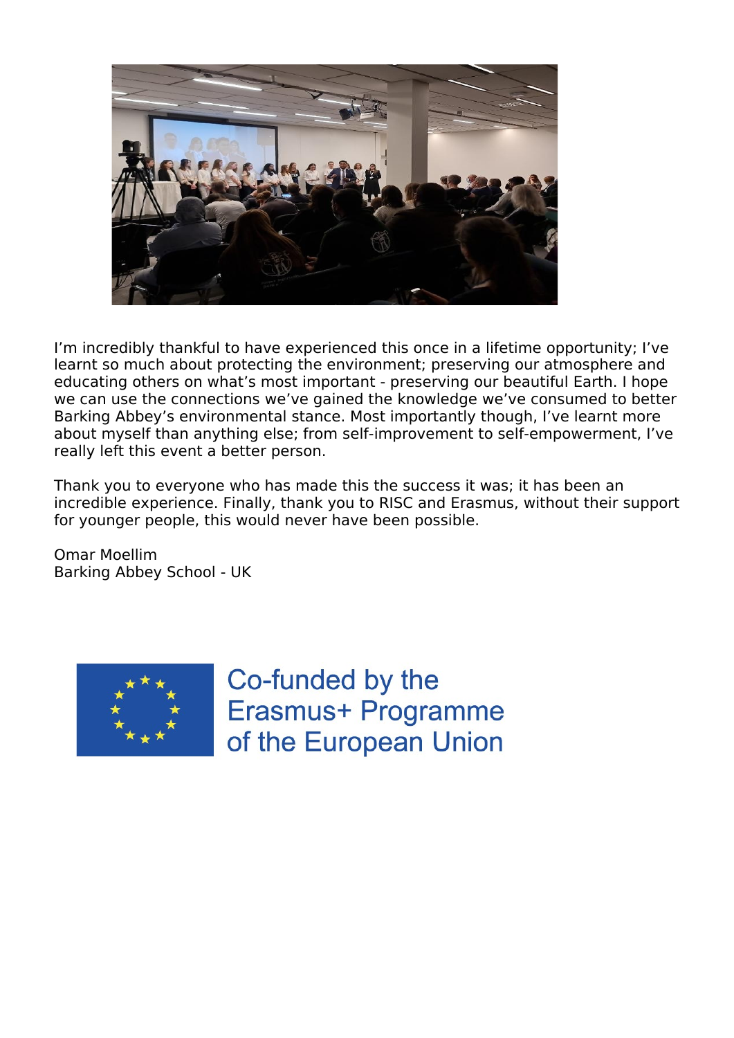I'm incredibly thankful to have experienced this once in a lifetime opportunity; I've learnt so much about protecting the environment; preserving our atmosphere and educating others on what's most important - preserving our beautiful Earth. I hope we can use the connections we've gained the knowledge we've consumed to better Barking Abbey's environmental stance. Most importantly though, I've learnt more about myself than anything else; from self-improvement to self-empowerment, I've really left this event a better person.

Thank you to everyone who has made this the success it was; it has been an incredible experience. Finally, thank you to RISC and Erasmus, without their support for younger people, this would never have been possible.

Omar Moellim
Barking Abbey School - UK

Co-funded by the Erasmus+ Programme of the European Union